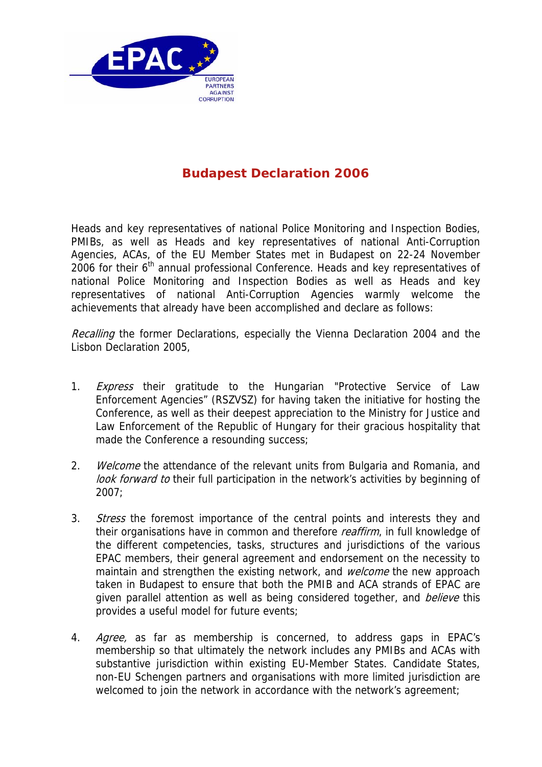# Budapest Declaration 2006

Heads and key representatives of national Police Monitoring and Inspection Bodies, PMIBs, as well as Heads and key representatives of national Anti-Corruption Agencies, ACAs, of the EU Member States met in Budapest on 22-24 November 2006 for their 6th annual professional Conference. Heads and key representatives of national Police Monitoring and Inspection Bodies as well as Heads and key representatives of national Anti-Corruption Agencies warmly welcome the achievements that already have been accomplished and declare as follows:

*Recalling* the former Declarations, especially the Vienna Declaration 2004 and the Lisbon Declaration 2005,

1. *Express* their gratitude to the Hungarian "Protective Service of Law Enforcement Agencies" (RSZVSZ) for having taken the initiative for hosting the Conference, as well as their deepest appreciation to the Ministry for Justice and Law Enforcement of the Republic of Hungary for their gracious hospitality that made the Conference a resounding success;

2. *Welcome* the attendance of the relevant units from Bulgaria and Romania, and *look forward to* their full participation in the network's activities by beginning of 2007;

3. *Stress* the foremost importance of the central points and interests they and their organisations have in common and therefore *reaffirm*, in full knowledge of the different competencies, tasks, structures and jurisdictions of the various EPAC members, their general agreement and endorsement on the necessity to maintain and strengthen the existing network, and *welcome* the new approach taken in Budapest to ensure that both the PMIB and ACA strands of EPAC are given parallel attention as well as being considered together, and *believe* this provides a useful model for future events;

4. *Agree,* as far as membership is concerned, to address gaps in EPAC's membership so that ultimately the network includes any PMIBs and ACAs with substantive jurisdiction within existing EU-Member States. Candidate States, non-EU Schengen partners and organisations with more limited jurisdiction are welcomed to join the network in accordance with the network's agreement;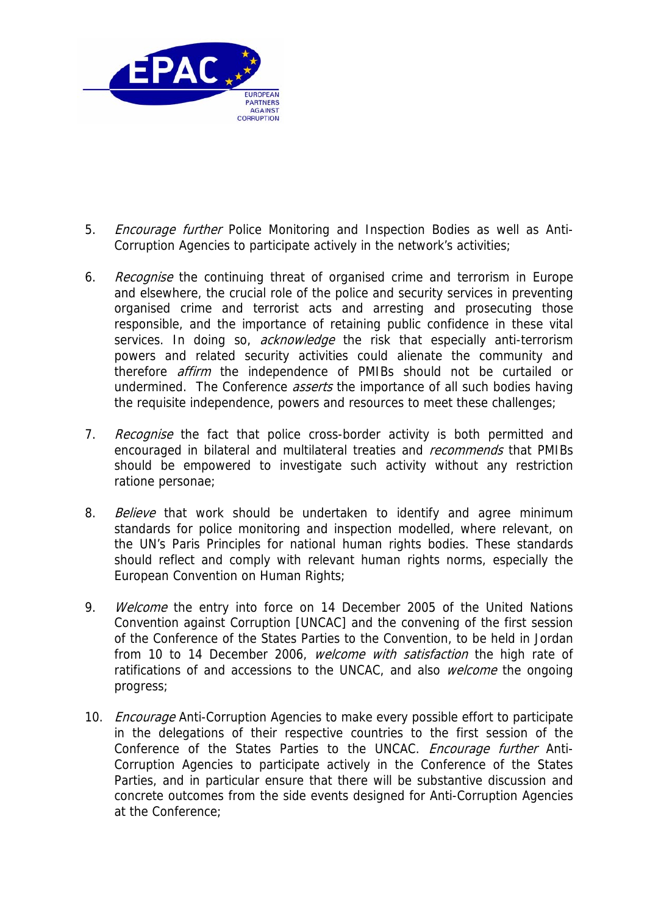5. *Encourage further* Police Monitoring and Inspection Bodies as well as Anti-Corruption Agencies to participate actively in the network's activities;

6. *Recognise* the continuing threat of organised crime and terrorism in Europe and elsewhere, the crucial role of the police and security services in preventing organised crime and terrorist acts and arresting and prosecuting those responsible, and the importance of retaining public confidence in these vital services. In doing so, *acknowledge* the risk that especially anti-terrorism powers and related security activities could alienate the community and therefore *affirm* the independence of PMIBs should not be curtailed or undermined. The Conference *asserts* the importance of all such bodies having the requisite independence, powers and resources to meet these challenges;

7. *Recognise* the fact that police cross-border activity is both permitted and encouraged in bilateral and multilateral treaties and *recommends* that PMIBs should be empowered to investigate such activity without any restriction ratione personae;

8. *Believe* that work should be undertaken to identify and agree minimum standards for police monitoring and inspection modelled, where relevant, on the UN's Paris Principles for national human rights bodies. These standards should reflect and comply with relevant human rights norms, especially the European Convention on Human Rights;

9. *Welcome* the entry into force on 14 December 2005 of the United Nations Convention against Corruption [UNCAC] and the convening of the first session of the Conference of the States Parties to the Convention, to be held in Jordan from 10 to 14 December 2006, *welcome with satisfaction* the high rate of ratifications of and accessions to the UNCAC, and also *welcome* the ongoing progress;

10. *Encourage* Anti-Corruption Agencies to make every possible effort to participate in the delegations of their respective countries to the first session of the Conference of the States Parties to the UNCAC. *Encourage further* Anti-Corruption Agencies to participate actively in the Conference of the States Parties, and in particular ensure that there will be substantive discussion and concrete outcomes from the side events designed for Anti-Corruption Agencies at the Conference;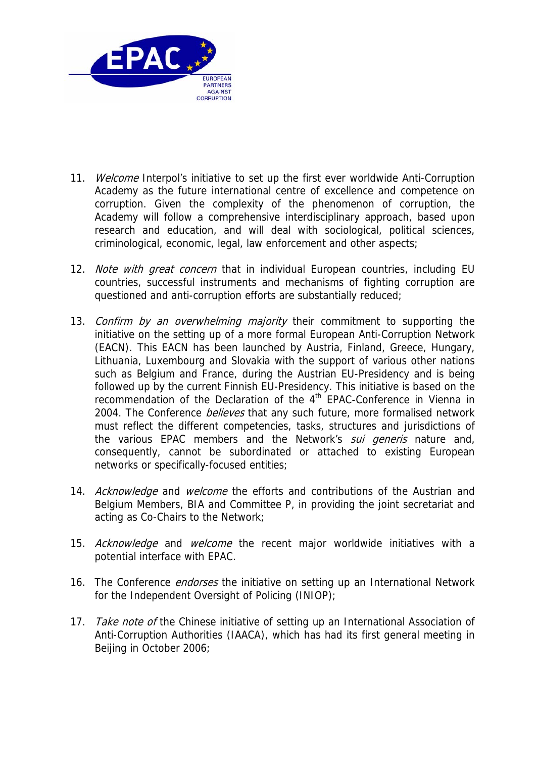11. *Welcome* Interpol's initiative to set up the first ever worldwide Anti-Corruption Academy as the future international centre of excellence and competence on corruption. Given the complexity of the phenomenon of corruption, the Academy will follow a comprehensive interdisciplinary approach, based upon research and education, and will deal with sociological, political sciences, criminological, economic, legal, law enforcement and other aspects;

12. *Note with great concern* that in individual European countries, including EU countries, successful instruments and mechanisms of fighting corruption are questioned and anti-corruption efforts are substantially reduced;

13. *Confirm by an overwhelming majority* their commitment to supporting the initiative on the setting up of a more formal European Anti-Corruption Network (EACN). This EACN has been launched by Austria, Finland, Greece, Hungary, Lithuania, Luxembourg and Slovakia with the support of various other nations such as Belgium and France, during the Austrian EU-Presidency and is being followed up by the current Finnish EU-Presidency. This initiative is based on the recommendation of the Declaration of the 4th EPAC-Conference in Vienna in 2004. The Conference *believes* that any such future, more formalised network must reflect the different competencies, tasks, structures and jurisdictions of the various EPAC members and the Network's *sui generis* nature and, consequently, cannot be subordinated or attached to existing European networks or specifically-focused entities;

14. *Acknowledge* and *welcome* the efforts and contributions of the Austrian and Belgium Members, BIA and Committee P, in providing the joint secretariat and acting as Co-Chairs to the Network;

15. *Acknowledge* and *welcome* the recent major worldwide initiatives with a potential interface with EPAC.

16. The Conference *endorses* the initiative on setting up an International Network for the Independent Oversight of Policing (INIOP);

17. *Take note of* the Chinese initiative of setting up an International Association of Anti-Corruption Authorities (IAACA), which has had its first general meeting in Beijing in October 2006;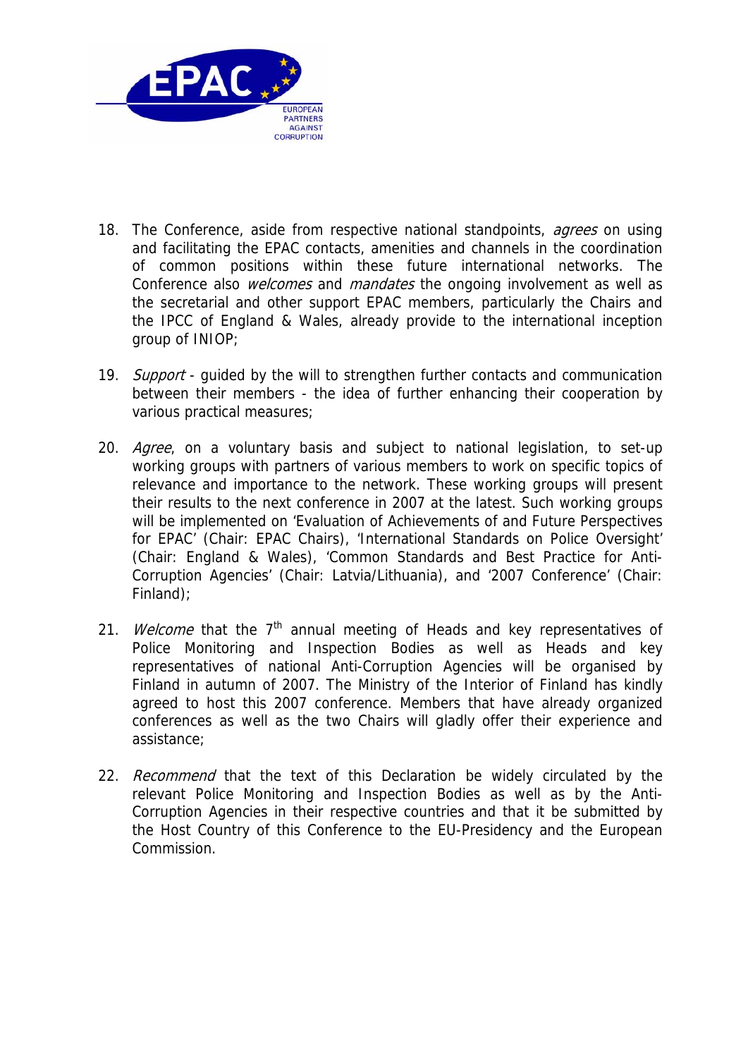18. The Conference, aside from respective national standpoints, *agrees* on using and facilitating the EPAC contacts, amenities and channels in the coordination of common positions within these future international networks. The Conference also *welcomes* and *mandates* the ongoing involvement as well as the secretarial and other support EPAC members, particularly the Chairs and the IPCC of England & Wales, already provide to the international inception group of INIOP;

19. *Support* - guided by the will to strengthen further contacts and communication between their members - the idea of further enhancing their cooperation by various practical measures;

20. *Agree*, on a voluntary basis and subject to national legislation, to set-up working groups with partners of various members to work on specific topics of relevance and importance to the network. These working groups will present their results to the next conference in 2007 at the latest. Such working groups will be implemented on 'Evaluation of Achievements of and Future Perspectives for EPAC' (Chair: EPAC Chairs), 'International Standards on Police Oversight' (Chair: England & Wales), 'Common Standards and Best Practice for Anti-Corruption Agencies' (Chair: Latvia/Lithuania), and '2007 Conference' (Chair: Finland);

21. *Welcome* that the 7th annual meeting of Heads and key representatives of Police Monitoring and Inspection Bodies as well as Heads and key representatives of national Anti-Corruption Agencies will be organised by Finland in autumn of 2007. The Ministry of the Interior of Finland has kindly agreed to host this 2007 conference. Members that have already organized conferences as well as the two Chairs will gladly offer their experience and assistance;

22. *Recommend* that the text of this Declaration be widely circulated by the relevant Police Monitoring and Inspection Bodies as well as by the Anti-Corruption Agencies in their respective countries and that it be submitted by the Host Country of this Conference to the EU-Presidency and the European Commission.